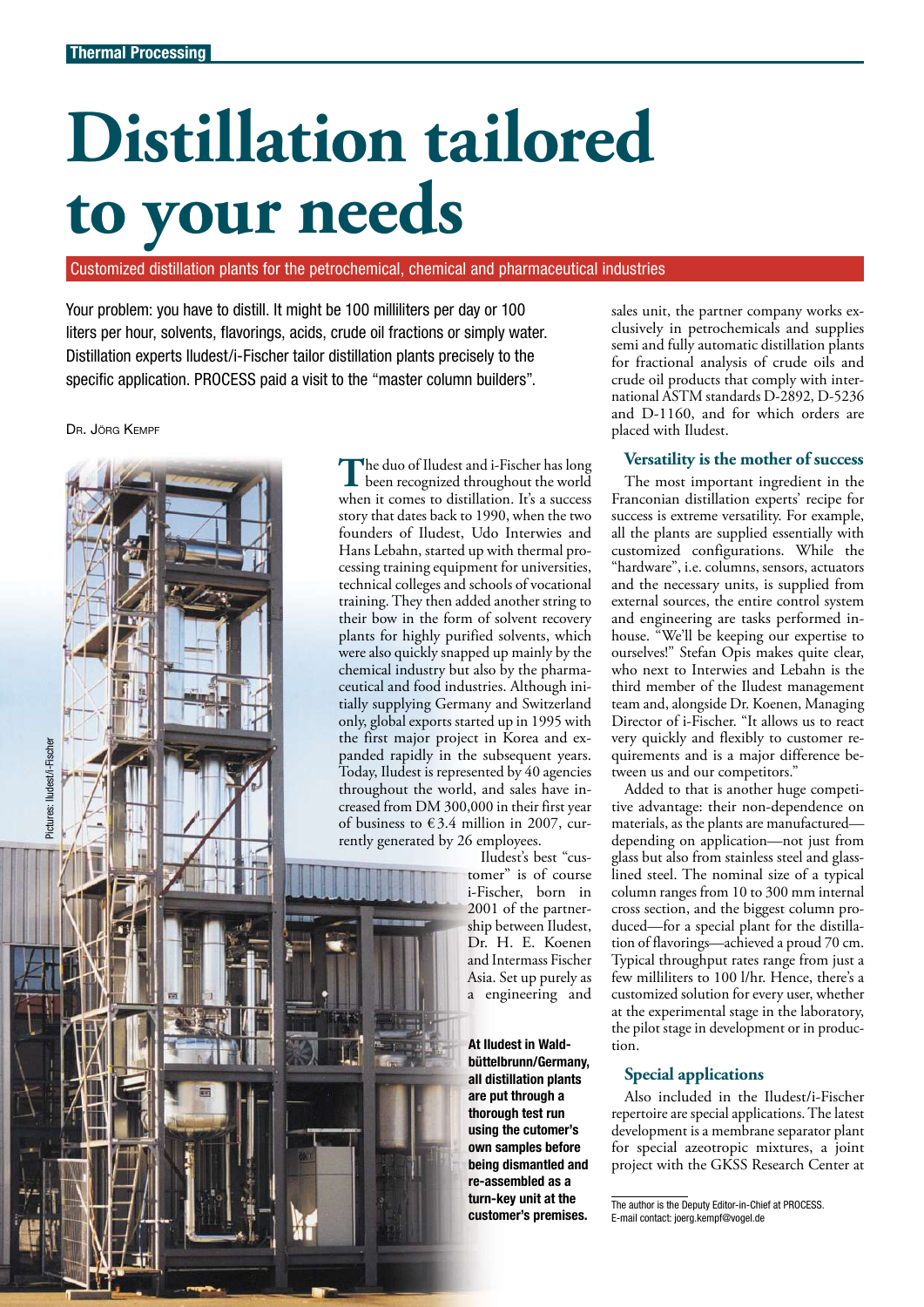# Distillation tailored to your needs

Customized distillation plants for the petrochemical, chemical and pharmaceutical industries

Your problem: you have to distill. It might be 100 milliliters per day or 100 liters per hour, solvents, flavorings, acids, crude oil fractions or simply water. Distillation experts Iludest/i-Fischer tailor distillation plants precisely to the specific application. PROCESS paid a visit to the "master column builders".

Dr. Jörg Kempf

Pictures: Iludest/i-Fischer

The duo of Iludest and i-Fischer has long been recognized throughout the world when it comes to distillation. It's a success story that dates back to 1990, when the two founders of Iludest, Udo Interwies and Hans Lebahn, started up with thermal processing training equipment for universities, technical colleges and schools of vocational training. They then added another string to their bow in the form of solvent recovery plants for highly purified solvents, which were also quickly snapped up mainly by the chemical industry but also by the pharmaceutical and food industries. Although initially supplying Germany and Switzerland only, global exports started up in 1995 with the first major project in Korea and expanded rapidly in the subsequent years. Today, Iludest is represented by 40 agencies throughout the world, and sales have increased from DM 300,000 in their first year of business to €3.4 million in 2007, currently generated by 26 employees.

Iludest's best "customer" is of course i-Fischer, born in 2001 of the partnership between Iludest, Dr. H. E. Koenen and Intermass Fischer Asia. Set up purely as a engineering and sales unit, the partner company works exclusively in petrochemicals and supplies semi and fully automatic distillation plants for fractional analysis of crude oils and crude oil products that comply with international ASTM standards D-2892, D-5236 and D-1160, and for which orders are placed with Iludest.

**At Iludest in Waldbüttelbrunn/Germany, all distillation plants are put through a thorough test run using the cutomer's own samples before being dismantled and re-assembled as a turn-key unit at the customer's premises.**

## Versatility is the mother of success

The most important ingredient in the Franconian distillation experts' recipe for success is extreme versatility. For example, all the plants are supplied essentially with customized configurations. While the "hardware", i.e. columns, sensors, actuators and the necessary units, is supplied from external sources, the entire control system and engineering are tasks performed in-house. "We'll be keeping our expertise to ourselves!" Stefan Opis makes quite clear, who next to Interwies and Lebahn is the third member of the Iludest management team and, alongside Dr. Koenen, Managing Director of i-Fischer. "It allows us to react very quickly and flexibly to customer requirements and is a major difference between us and our competitors."

Added to that is another huge competitive advantage: their non-dependence on materials, as the plants are manufactured—depending on application—not just from glass but also from stainless steel and glass-lined steel. The nominal size of a typical column ranges from 10 to 300 mm internal cross section, and the biggest column produced—for a special plant for the distillation of flavorings—achieved a proud 70 cm. Typical throughput rates range from just a few milliliters to 100 l/hr. Hence, there's a customized solution for every user, whether at the experimental stage in the laboratory, the pilot stage in development or in production.

## Special applications

Also included in the Iludest/i-Fischer repertoire are special applications. The latest development is a membrane separator plant for special azeotropic mixtures, a joint project with the GKSS Research Center at

---

The author is the Deputy Editor-in-Chief at PROCESS.
E-mail contact: joerg.kempf@vogel.de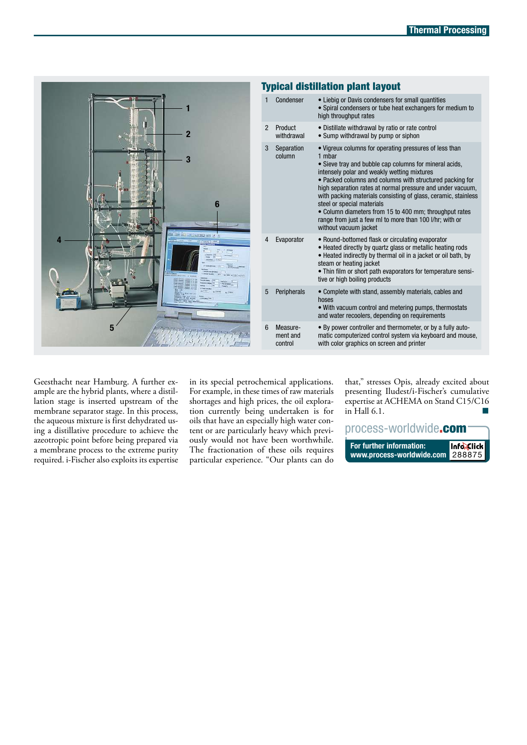## Typical distillation plant layout

| | | |
|---|---|---|
| 1 | Condenser | • Liebig or Davis condensers for small quantities<br>• Spiral condensers or tube heat exchangers for medium to high throughput rates |
| 2 | Product withdrawal | • Distillate withdrawal by ratio or rate control<br>• Sump withdrawal by pump or siphon |
| 3 | Separation column | • Vigreux columns for operating pressures of less than 1 mbar<br>• Sieve tray and bubble cap columns for mineral acids, intensely polar and weakly wetting mixtures<br>• Packed columns and columns with structured packing for high separation rates at normal pressure and under vacuum, with packing materials consisting of glass, ceramic, stainless steel or special materials<br>• Column diameters from 15 to 400 mm; throughput rates range from just a few ml to more than 100 l/hr; with or without vacuum jacket |
| 4 | Evaporator | • Round-bottomed flask or circulating evaporator<br>• Heated directly by quartz glass or metallic heating rods<br>• Heated indirectly by thermal oil in a jacket or oil bath, by steam or heating jacket<br>• Thin film or short path evaporators for temperature sensitive or high boiling products |
| 5 | Peripherals | • Complete with stand, assembly materials, cables and hoses<br>• With vacuum control and metering pumps, thermostats and water recoolers, depending on requirements |
| 6 | Measurement and control | • By power controller and thermometer, or by a fully automatic computerized control system via keyboard and mouse, with color graphics on screen and printer |

Geesthacht near Hamburg. A further example are the hybrid plants, where a distillation stage is inserted upstream of the membrane separator stage. In this process, the aqueous mixture is first dehydrated using a distillative procedure to achieve the azeotropic point before being prepared via a membrane process to the extreme purity required. i-Fischer also exploits its expertise in its special petrochemical applications. For example, in these times of raw materials shortages and high prices, the oil exploration currently being undertaken is for oils that have an especially high water content or are particularly heavy which previously would not have been worthwhile. The fractionation of these oils requires particular experience. “Our plants can do that,” stresses Opis, already excited about presenting Iludest/i-Fischer’s cumulative expertise at ACHEMA on Stand C15/C16 in Hall 6.1. ■

process-worldwide.com

**For further information: www.process-worldwide.com** InfoClick 288875